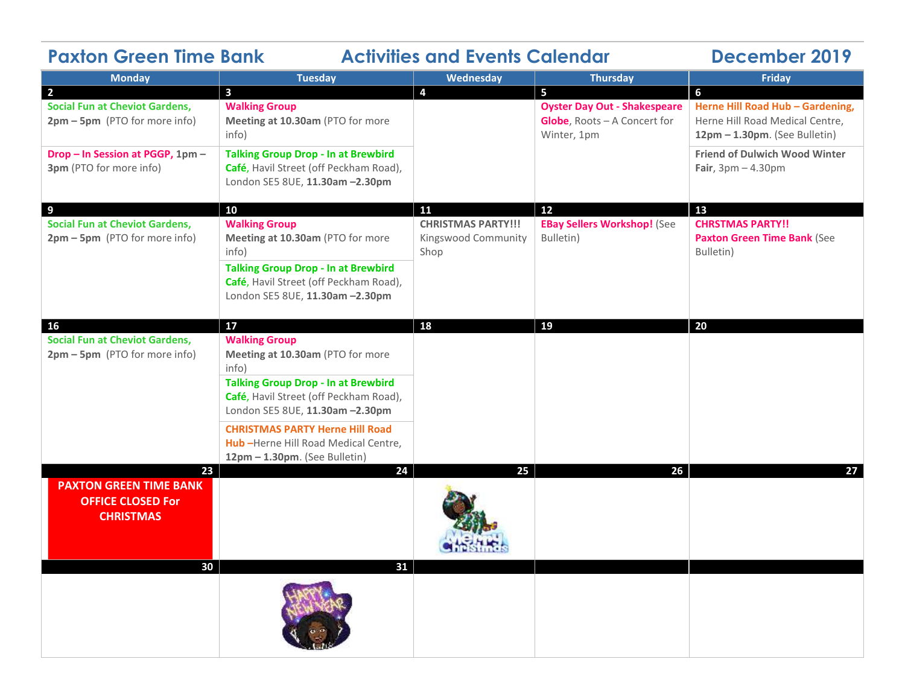# Paxton Green Time Bank — Activities and Events Calendar — December 2019

| Monday | Tuesday | Wednesday | Thursday | Friday |
|---|---|---|---|---|
| **2** | **3** | **4** | **5** | **6** |
| **Social Fun at Cheviot Gardens, 2pm – 5pm** (PTO for more info)<br><br>**Drop – In Session at PGGP, 1pm – 3pm** (PTO for more info) | **Walking Group Meeting at 10.30am** (PTO for more info)<br><br>**Talking Group Drop - In at Brewbird Café,** Havil Street (off Peckham Road), London SE5 8UE, **11.30am –2.30pm** | | **Oyster Day Out - Shakespeare Globe**, Roots – A Concert for Winter, 1pm | **Herne Hill Road Hub – Gardening,** Herne Hill Road Medical Centre, **12pm – 1.30pm**. (See Bulletin)<br><br>**Friend of Dulwich Wood Winter Fair**, 3pm – 4.30pm |
| **9** | **10** | **11** | **12** | **13** |
| **Social Fun at Cheviot Gardens, 2pm – 5pm** (PTO for more info) | **Walking Group Meeting at 10.30am** (PTO for more info)<br><br>**Talking Group Drop - In at Brewbird Café,** Havil Street (off Peckham Road), London SE5 8UE, **11.30am –2.30pm** | **CHRISTMAS PARTY!!!** Kingswood Community Shop | **EBay Sellers Workshop!** (See Bulletin) | **CHRSTMAS PARTY!! Paxton Green Time Bank** (See Bulletin) |
| **16** | **17** | **18** | **19** | **20** |
| **Social Fun at Cheviot Gardens, 2pm – 5pm** (PTO for more info) | **Walking Group Meeting at 10.30am** (PTO for more info)<br><br>**Talking Group Drop - In at Brewbird Café,** Havil Street (off Peckham Road), London SE5 8UE, **11.30am –2.30pm**<br><br>**CHRISTMAS PARTY Herne Hill Road Hub –** Herne Hill Road Medical Centre, **12pm – 1.30pm**. (See Bulletin) | | | |
| **23** | **24** | **25** | **26** | **27** |
| **PAXTON GREEN TIME BANK OFFICE CLOSED For CHRISTMAS** | | | | |
| **30** | **31** | | | |
| | | | | |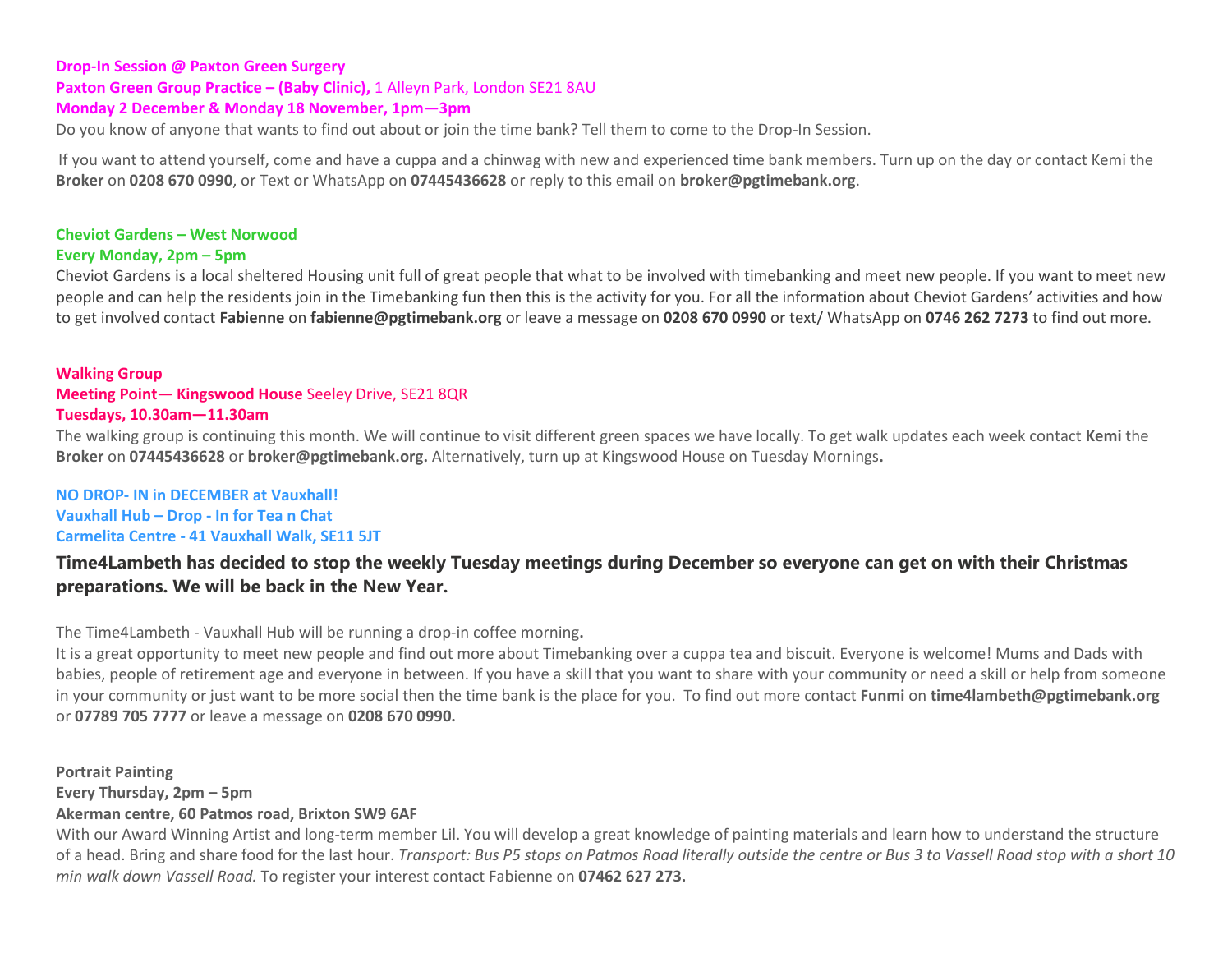**Drop-In Session @ Paxton Green Surgery**
**Paxton Green Group Practice – (Baby Clinic),** 1 Alleyn Park, London SE21 8AU
**Monday 2 December & Monday 18 November, 1pm—3pm**

Do you know of anyone that wants to find out about or join the time bank? Tell them to come to the Drop-In Session.

If you want to attend yourself, come and have a cuppa and a chinwag with new and experienced time bank members. Turn up on the day or contact Kemi the **Broker** on **0208 670 0990**, or Text or WhatsApp on **07445436628** or reply to this email on **broker@pgtimebank.org**.

**Cheviot Gardens – West Norwood**
**Every Monday, 2pm – 5pm**

Cheviot Gardens is a local sheltered Housing unit full of great people that what to be involved with timebanking and meet new people. If you want to meet new people and can help the residents join in the Timebanking fun then this is the activity for you. For all the information about Cheviot Gardens' activities and how to get involved contact **Fabienne** on **fabienne@pgtimebank.org** or leave a message on **0208 670 0990** or text/ WhatsApp on **0746 262 7273** to find out more.

**Walking Group**
**Meeting Point— Kingswood House** Seeley Drive, SE21 8QR
**Tuesdays, 10.30am—11.30am**

The walking group is continuing this month. We will continue to visit different green spaces we have locally. To get walk updates each week contact **Kemi** the **Broker** on **07445436628** or **broker@pgtimebank.org.** Alternatively, turn up at Kingswood House on Tuesday Mornings**.**

**NO DROP- IN in DECEMBER at Vauxhall!**
**Vauxhall Hub – Drop - In for Tea n Chat**
**Carmelita Centre - 41 Vauxhall Walk, SE11 5JT**

**Time4Lambeth has decided to stop the weekly Tuesday meetings during December so everyone can get on with their Christmas preparations. We will be back in the New Year.**

The Time4Lambeth - Vauxhall Hub will be running a drop-in coffee morning**.**
It is a great opportunity to meet new people and find out more about Timebanking over a cuppa tea and biscuit. Everyone is welcome! Mums and Dads with babies, people of retirement age and everyone in between. If you have a skill that you want to share with your community or need a skill or help from someone in your community or just want to be more social then the time bank is the place for you. To find out more contact **Funmi** on **time4lambeth@pgtimebank.org** or **07789 705 7777** or leave a message on **0208 670 0990.**

**Portrait Painting**
**Every Thursday, 2pm – 5pm**
**Akerman centre, 60 Patmos road, Brixton SW9 6AF**

With our Award Winning Artist and long-term member Lil. You will develop a great knowledge of painting materials and learn how to understand the structure of a head. Bring and share food for the last hour. *Transport: Bus P5 stops on Patmos Road literally outside the centre or Bus 3 to Vassell Road stop with a short 10 min walk down Vassell Road.* To register your interest contact Fabienne on **07462 627 273.**